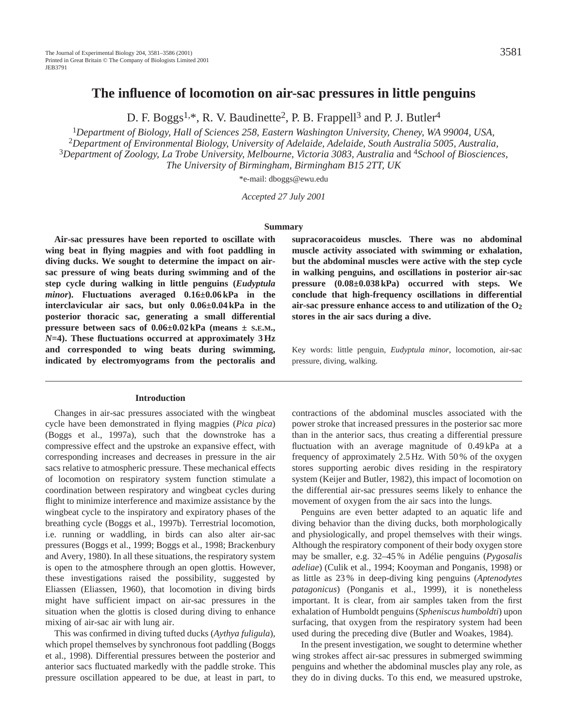# The influence of locomotion on air-sac pressures in little penguins

D. F. Boggs[1,*], R. V. Baudinette[2], P. B. Frappell[3] and P. J. Butler[4]

[1]*Department of Biology, Hall of Sciences 258, Eastern Washington University, Cheney, WA 99004, USA,* [2]*Department of Environmental Biology, University of Adelaide, Adelaide, South Australia 5005, Australia,* [3]*Department of Zoology, La Trobe University, Melbourne, Victoria 3083, Australia* and [4]*School of Biosciences, The University of Birmingham, Birmingham B15 2TT, UK*

*e-mail: dboggs@ewu.edu

*Accepted 27 July 2001*

## Summary

**Air-sac pressures have been reported to oscillate with wing beat in flying magpies and with foot paddling in diving ducks. We sought to determine the impact on air-sac pressure of wing beats during swimming and of the step cycle during walking in little penguins (*Eudyptula minor*). Fluctuations averaged 0.16±0.06 kPa in the interclavicular air sacs, but only 0.06±0.04 kPa in the posterior thoracic sac, generating a small differential pressure between sacs of 0.06±0.02 kPa (means ± S.E.M., *N*=4). These fluctuations occurred at approximately 3 Hz and corresponded to wing beats during swimming, indicated by electromyograms from the pectoralis and supracoracoideus muscles. There was no abdominal muscle activity associated with swimming or exhalation, but the abdominal muscles were active with the step cycle in walking penguins, and oscillations in posterior air-sac pressure (0.08±0.038 kPa) occurred with steps. We conclude that high-frequency oscillations in differential air-sac pressure enhance access to and utilization of the $O_2$ stores in the air sacs during a dive.**

Key words: little penguin, *Eudyptula minor*, locomotion, air-sac pressure, diving, walking.

## Introduction

Changes in air-sac pressures associated with the wingbeat cycle have been demonstrated in flying magpies (*Pica pica*) (Boggs et al., 1997a), such that the downstroke has a compressive effect and the upstroke an expansive effect, with corresponding increases and decreases in pressure in the air sacs relative to atmospheric pressure. These mechanical effects of locomotion on respiratory system function stimulate a coordination between respiratory and wingbeat cycles during flight to minimize interference and maximize assistance by the wingbeat cycle to the inspiratory and expiratory phases of the breathing cycle (Boggs et al., 1997b). Terrestrial locomotion, i.e. running or waddling, in birds can also alter air-sac pressures (Boggs et al., 1999; Boggs et al., 1998; Brackenbury and Avery, 1980). In all these situations, the respiratory system is open to the atmosphere through an open glottis. However, these investigations raised the possibility, suggested by Eliassen (Eliassen, 1960), that locomotion in diving birds might have sufficient impact on air-sac pressures in the situation when the glottis is closed during diving to enhance mixing of air-sac air with lung air.

This was confirmed in diving tufted ducks (*Aythya fuligula*), which propel themselves by synchronous foot paddling (Boggs et al., 1998). Differential pressures between the posterior and anterior sacs fluctuated markedly with the paddle stroke. This pressure oscillation appeared to be due, at least in part, to contractions of the abdominal muscles associated with the power stroke that increased pressures in the posterior sac more than in the anterior sacs, thus creating a differential pressure fluctuation with an average magnitude of 0.49 kPa at a frequency of approximately 2.5 Hz. With 50 % of the oxygen stores supporting aerobic dives residing in the respiratory system (Keijer and Butler, 1982), this impact of locomotion on the differential air-sac pressures seems likely to enhance the movement of oxygen from the air sacs into the lungs.

Penguins are even better adapted to an aquatic life and diving behavior than the diving ducks, both morphologically and physiologically, and propel themselves with their wings. Although the respiratory component of their body oxygen store may be smaller, e.g. 32–45 % in Adélie penguins (*Pygosalis adeliae*) (Culik et al., 1994; Kooyman and Ponganis, 1998) or as little as 23 % in deep-diving king penguins (*Aptenodytes patagonicus*) (Ponganis et al., 1999), it is nonetheless important. It is clear, from air samples taken from the first exhalation of Humboldt penguins (*Spheniscus humboldti*) upon surfacing, that oxygen from the respiratory system had been used during the preceding dive (Butler and Woakes, 1984).

In the present investigation, we sought to determine whether wing strokes affect air-sac pressures in submerged swimming penguins and whether the abdominal muscles play any role, as they do in diving ducks. To this end, we measured upstroke,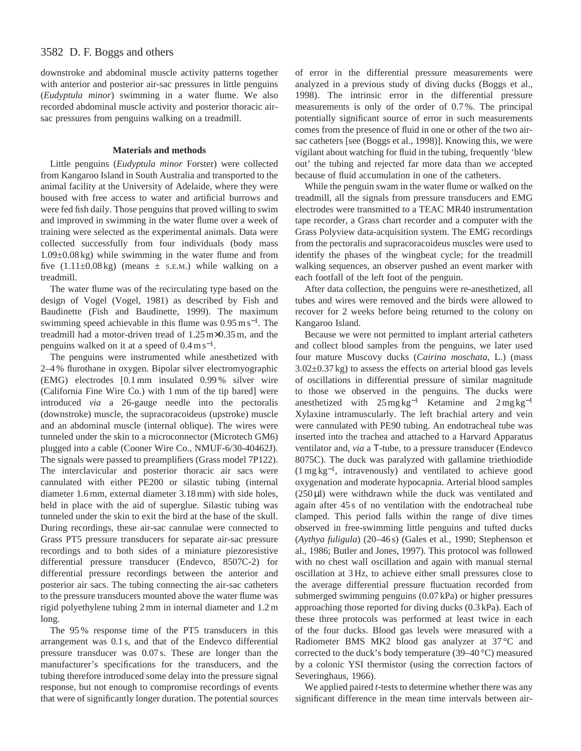downstroke and abdominal muscle activity patterns together with anterior and posterior air-sac pressures in little penguins (*Eudyptula minor*) swimming in a water flume. We also recorded abdominal muscle activity and posterior thoracic air-sac pressures from penguins walking on a treadmill.

## Materials and methods

Little penguins (*Eudyptula minor* Forster) were collected from Kangaroo Island in South Australia and transported to the animal facility at the University of Adelaide, where they were housed with free access to water and artificial burrows and were fed fish daily. Those penguins that proved willing to swim and improved in swimming in the water flume over a week of training were selected as the experimental animals. Data were collected successfully from four individuals (body mass 1.09±0.08 kg) while swimming in the water flume and from five (1.11±0.08 kg) (means ± S.E.M.) while walking on a treadmill.

The water flume was of the recirculating type based on the design of Vogel (Vogel, 1981) as described by Fish and Baudinette (Fish and Baudinette, 1999). The maximum swimming speed achievable in this flume was 0.95 m $s^{-1}$. The treadmill had a motor-driven tread of 1.25 m×0.35 m, and the penguins walked on it at a speed of 0.4 m $s^{-1}$.

The penguins were instrumented while anesthetized with 2–4 % flurothane in oxygen. Bipolar silver electromyographic (EMG) electrodes [0.1 mm insulated 0.99 % silver wire (California Fine Wire Co.) with 1 mm of the tip bared] were introduced *via* a 26-gauge needle into the pectoralis (downstroke) muscle, the supracoracoideus (upstroke) muscle and an abdominal muscle (internal oblique). The wires were tunneled under the skin to a microconnector (Microtech GM6) plugged into a cable (Cooner Wire Co., NMUF-6/30-40462J). The signals were passed to preamplifiers (Grass model 7P122). The interclavicular and posterior thoracic air sacs were cannulated with either PE200 or silastic tubing (internal diameter 1.6 mm, external diameter 3.18 mm) with side holes, held in place with the aid of superglue. Silastic tubing was tunneled under the skin to exit the bird at the base of the skull. During recordings, these air-sac cannulae were connected to Grass PT5 pressure transducers for separate air-sac pressure recordings and to both sides of a miniature piezoresistive differential pressure transducer (Endevco, 8507C-2) for differential pressure recordings between the anterior and posterior air sacs. The tubing connecting the air-sac catheters to the pressure transducers mounted above the water flume was rigid polyethylene tubing 2 mm in internal diameter and 1.2 m long.

The 95 % response time of the PT5 transducers in this arrangement was 0.1 s, and that of the Endevco differential pressure transducer was 0.07 s. These are longer than the manufacturer's specifications for the transducers, and the tubing therefore introduced some delay into the pressure signal response, but not enough to compromise recordings of events that were of significantly longer duration. The potential sources of error in the differential pressure measurements were analyzed in a previous study of diving ducks (Boggs et al., 1998). The intrinsic error in the differential pressure measurements is only of the order of 0.7 %. The principal potentially significant source of error in such measurements comes from the presence of fluid in one or other of the two air-sac catheters [see (Boggs et al., 1998)]. Knowing this, we were vigilant about watching for fluid in the tubing, frequently 'blew out' the tubing and rejected far more data than we accepted because of fluid accumulation in one of the catheters.

While the penguin swam in the water flume or walked on the treadmill, all the signals from pressure transducers and EMG electrodes were transmitted to a TEAC MR40 instrumentation tape recorder, a Grass chart recorder and a computer with the Grass Polyview data-acquisition system. The EMG recordings from the pectoralis and supracoracoideus muscles were used to identify the phases of the wingbeat cycle; for the treadmill walking sequences, an observer pushed an event marker with each footfall of the left foot of the penguin.

After data collection, the penguins were re-anesthetized, all tubes and wires were removed and the birds were allowed to recover for 2 weeks before being returned to the colony on Kangaroo Island.

Because we were not permitted to implant arterial catheters and collect blood samples from the penguins, we later used four mature Muscovy ducks (*Cairina moschata*, L.) (mass 3.02±0.37 kg) to assess the effects on arterial blood gas levels of oscillations in differential pressure of similar magnitude to those we observed in the penguins. The ducks were anesthetized with 25 mg $kg^{-1}$ Ketamine and 2 mg $kg^{-1}$ Xylaxine intramuscularly. The left brachial artery and vein were cannulated with PE90 tubing. An endotracheal tube was inserted into the trachea and attached to a Harvard Apparatus ventilator and, *via* a T-tube, to a pressure transducer (Endevco 8075C). The duck was paralyzed with gallamine triethiodide (1 mg $kg^{-1}$, intravenously) and ventilated to achieve good oxygenation and moderate hypocapnia. Arterial blood samples (250 μl) were withdrawn while the duck was ventilated and again after 45 s of no ventilation with the endotracheal tube clamped. This period falls within the range of dive times observed in free-swimming little penguins and tufted ducks (*Aythya fuligula*) (20–46 s) (Gales et al., 1990; Stephenson et al., 1986; Butler and Jones, 1997). This protocol was followed with no chest wall oscillation and again with manual sternal oscillation at 3 Hz, to achieve either small pressures close to the average differential pressure fluctuation recorded from submerged swimming penguins (0.07 kPa) or higher pressures approaching those reported for diving ducks (0.3 kPa). Each of these three protocols was performed at least twice in each of the four ducks. Blood gas levels were measured with a Radiometer BMS MK2 blood gas analyzer at 37 °C and corrected to the duck's body temperature (39–40 °C) measured by a colonic YSI thermistor (using the correction factors of Severinghaus, 1966).

We applied paired *t*-tests to determine whether there was any significant difference in the mean time intervals between air-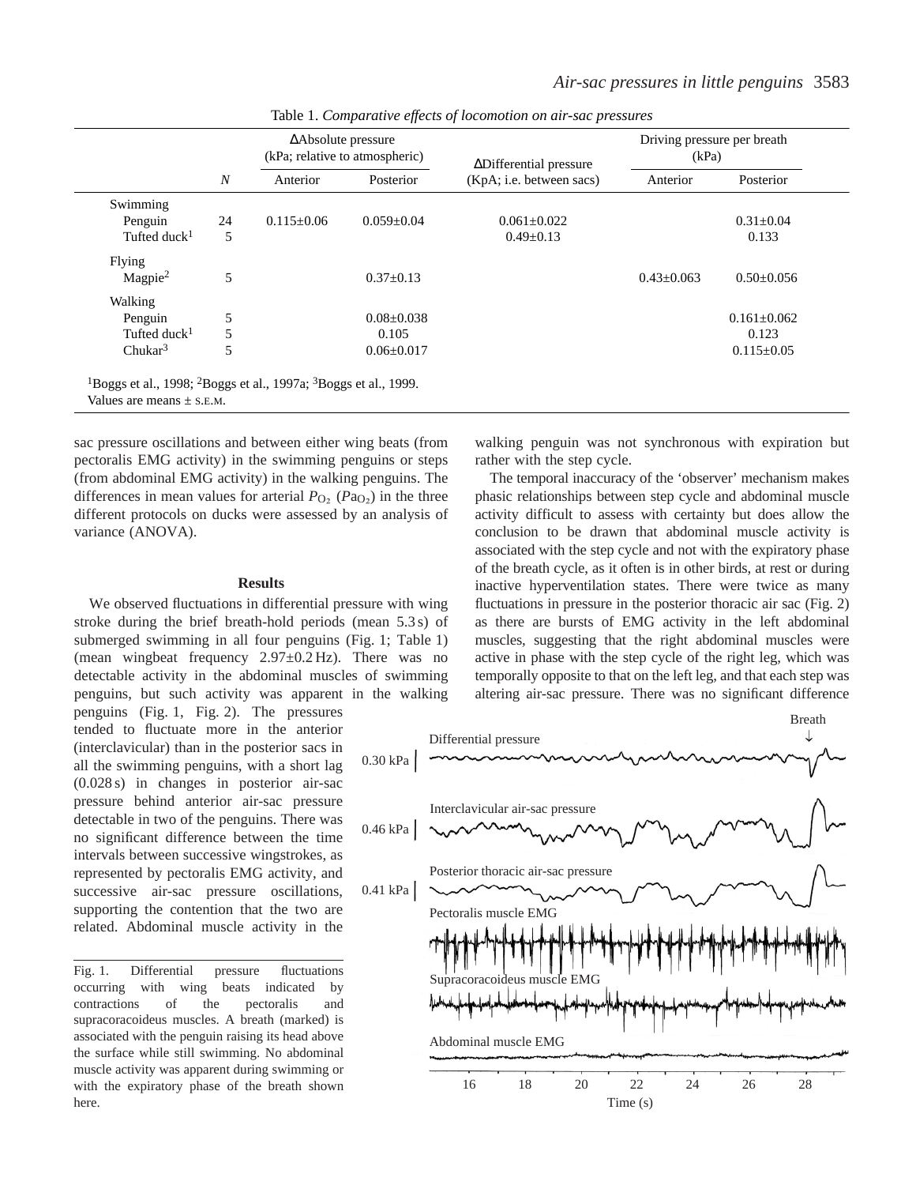Table 1. *Comparative effects of locomotion on air-sac pressures*

| | N | ΔAbsolute pressure (kPa; relative to atmospheric) | | ΔDifferential pressure | Driving pressure per breath (kPa) | |
|---|---|---|---|---|---|---|
| | | Anterior | Posterior | (KpA; i.e. between sacs) | Anterior | Posterior |
| Swimming | | | | | | |
| Penguin | 24 | 0.115±0.06 | 0.059±0.04 | 0.061±0.022 | | 0.31±0.04 |
| Tufted duck[1] | 5 | | | 0.49±0.13 | | 0.133 |
| Flying | | | | | | |
| Magpie[2] | 5 | | 0.37±0.13 | | 0.43±0.063 | 0.50±0.056 |
| Walking | | | | | | |
| Penguin | 5 | | 0.08±0.038 | | | 0.161±0.062 |
| Tufted duck[1] | 5 | | 0.105 | | | 0.123 |
| Chukar[3] | 5 | | 0.06±0.017 | | | 0.115±0.05 |

[1]Boggs et al., 1998; [2]Boggs et al., 1997a; [3]Boggs et al., 1999.
Values are means ± S.E.M.

sac pressure oscillations and between either wing beats (from pectoralis EMG activity) in the swimming penguins or steps (from abdominal EMG activity) in the walking penguins. The differences in mean values for arterial $P_{O_2}$ ($Pa_{O_2}$) in the three different protocols on ducks were assessed by an analysis of variance (ANOVA).

## Results

We observed fluctuations in differential pressure with wing stroke during the brief breath-hold periods (mean 5.3 s) of submerged swimming in all four penguins (Fig. 1; Table 1) (mean wingbeat frequency 2.97±0.2 Hz). There was no detectable activity in the abdominal muscles of swimming penguins, but such activity was apparent in the walking penguins (Fig. 1, Fig. 2). The pressures tended to fluctuate more in the anterior (interclavicular) than in the posterior sacs in all the swimming penguins, with a short lag (0.028 s) in changes in posterior air-sac pressure behind anterior air-sac pressure detectable in two of the penguins. There was no significant difference between the time intervals between successive wingstrokes, as represented by pectoralis EMG activity, and successive air-sac pressure oscillations, supporting the contention that the two are related. Abdominal muscle activity in the walking penguin was not synchronous with expiration but rather with the step cycle.

The temporal inaccuracy of the 'observer' mechanism makes phasic relationships between step cycle and abdominal muscle activity difficult to assess with certainty but does allow the conclusion to be drawn that abdominal muscle activity is associated with the step cycle and not with the expiratory phase of the breath cycle, as it often is in other birds, at rest or during inactive hyperventilation states. There were twice as many fluctuations in pressure in the posterior thoracic air sac (Fig. 2) as there are bursts of EMG activity in the left abdominal muscles, suggesting that the right abdominal muscles were active in phase with the step cycle of the right leg, which was temporally opposite to that on the left leg, and that each step was altering air-sac pressure. There was no significant difference

Fig. 1. Differential pressure fluctuations occurring with wing beats indicated by contractions of the pectoralis and supracoracoideus muscles. A breath (marked) is associated with the penguin raising its head above the surface while still swimming. No abdominal muscle activity was apparent during swimming or with the expiratory phase of the breath shown here.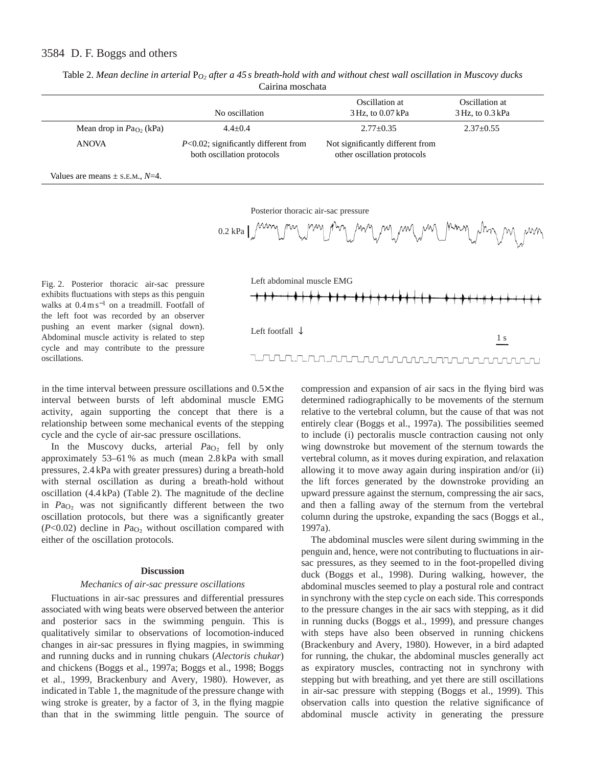Table 2. *Mean decline in arterial* $P_{O_2}$ *after a 45 s breath-hold with and without chest wall oscillation in Muscovy ducks* Cairina moschata

| | No oscillation | Oscillation at 3 Hz, to 0.07 kPa | Oscillation at 3 Hz, to 0.3 kPa |
|---|---|---|---|
| Mean drop in $Pa_{O_2}$ (kPa) | 4.4±0.4 | 2.77±0.35 | 2.37±0.55 |
| ANOVA | *P*<0.02; significantly different from both oscillation protocols | Not significantly different from other oscillation protocols | |

Values are means ± S.E.M., *N*=4.

Fig. 2. Posterior thoracic air-sac pressure exhibits fluctuations with steps as this penguin walks at 0.4 m s$^{-1}$ on a treadmill. Footfall of the left foot was recorded by an observer pushing an event marker (signal down). Abdominal muscle activity is related to step cycle and may contribute to the pressure oscillations.

in the time interval between pressure oscillations and 0.5× the interval between bursts of left abdominal muscle EMG activity, again supporting the concept that there is a relationship between some mechanical events of the stepping cycle and the cycle of air-sac pressure oscillations.

In the Muscovy ducks, arterial $Pa_{O_2}$ fell by only approximately 53–61 % as much (mean 2.8 kPa with small pressures, 2.4 kPa with greater pressures) during a breath-hold with sternal oscillation as during a breath-hold without oscillation (4.4 kPa) (Table 2). The magnitude of the decline in $Pa_{O_2}$ was not significantly different between the two oscillation protocols, but there was a significantly greater (*P*<0.02) decline in $Pa_{O_2}$ without oscillation compared with either of the oscillation protocols.

## Discussion

### *Mechanics of air-sac pressure oscillations*

Fluctuations in air-sac pressures and differential pressures associated with wing beats were observed between the anterior and posterior sacs in the swimming penguin. This is qualitatively similar to observations of locomotion-induced changes in air-sac pressures in flying magpies, in swimming and running ducks and in running chukars (*Alectoris chukar*) and chickens (Boggs et al., 1997a; Boggs et al., 1998; Boggs et al., 1999, Brackenbury and Avery, 1980). However, as indicated in Table 1, the magnitude of the pressure change with wing stroke is greater, by a factor of 3, in the flying magpie than that in the swimming little penguin. The source of compression and expansion of air sacs in the flying bird was determined radiographically to be movements of the sternum relative to the vertebral column, but the cause of that was not entirely clear (Boggs et al., 1997a). The possibilities seemed to include (i) pectoralis muscle contraction causing not only wing downstroke but movement of the sternum towards the vertebral column, as it moves during expiration, and relaxation allowing it to move away again during inspiration and/or (ii) the lift forces generated by the downstroke providing an upward pressure against the sternum, compressing the air sacs, and then a falling away of the sternum from the vertebral column during the upstroke, expanding the sacs (Boggs et al., 1997a).

The abdominal muscles were silent during swimming in the penguin and, hence, were not contributing to fluctuations in air-sac pressures, as they seemed to in the foot-propelled diving duck (Boggs et al., 1998). During walking, however, the abdominal muscles seemed to play a postural role and contract in synchrony with the step cycle on each side. This corresponds to the pressure changes in the air sacs with stepping, as it did in running ducks (Boggs et al., 1999), and pressure changes with steps have also been observed in running chickens (Brackenbury and Avery, 1980). However, in a bird adapted for running, the chukar, the abdominal muscles generally act as expiratory muscles, contracting not in synchrony with stepping but with breathing, and yet there are still oscillations in air-sac pressure with stepping (Boggs et al., 1999). This observation calls into question the relative significance of abdominal muscle activity in generating the pressure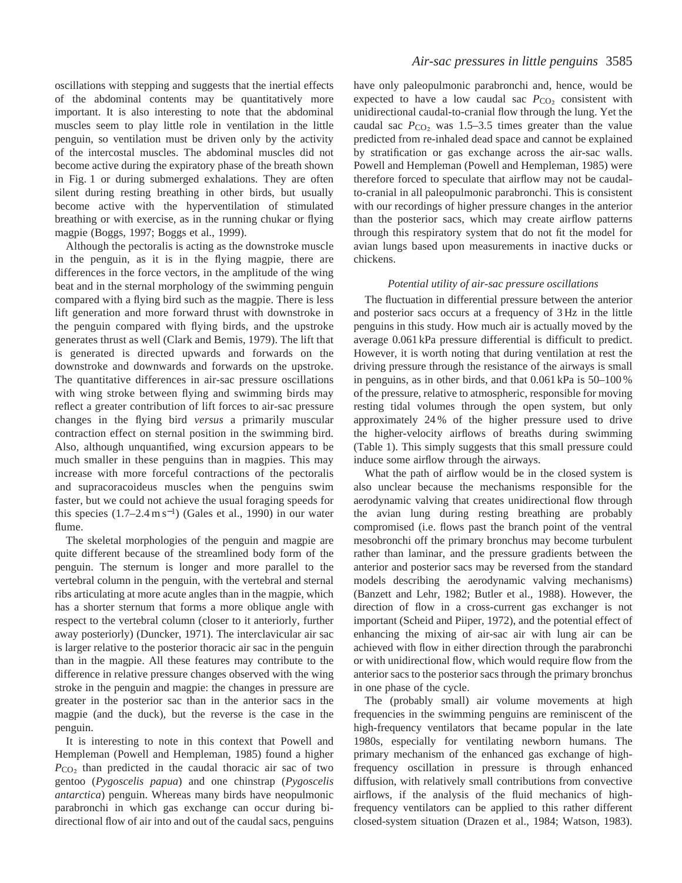oscillations with stepping and suggests that the inertial effects of the abdominal contents may be quantitatively more important. It is also interesting to note that the abdominal muscles seem to play little role in ventilation in the little penguin, so ventilation must be driven only by the activity of the intercostal muscles. The abdominal muscles did not become active during the expiratory phase of the breath shown in Fig. 1 or during submerged exhalations. They are often silent during resting breathing in other birds, but usually become active with the hyperventilation of stimulated breathing or with exercise, as in the running chukar or flying magpie (Boggs, 1997; Boggs et al., 1999).

Although the pectoralis is acting as the downstroke muscle in the penguin, as it is in the flying magpie, there are differences in the force vectors, in the amplitude of the wing beat and in the sternal morphology of the swimming penguin compared with a flying bird such as the magpie. There is less lift generation and more forward thrust with downstroke in the penguin compared with flying birds, and the upstroke generates thrust as well (Clark and Bemis, 1979). The lift that is generated is directed upwards and forwards on the downstroke and downwards and forwards on the upstroke. The quantitative differences in air-sac pressure oscillations with wing stroke between flying and swimming birds may reflect a greater contribution of lift forces to air-sac pressure changes in the flying bird *versus* a primarily muscular contraction effect on sternal position in the swimming bird. Also, although unquantified, wing excursion appears to be much smaller in these penguins than in magpies. This may increase with more forceful contractions of the pectoralis and supracoracoideus muscles when the penguins swim faster, but we could not achieve the usual foraging speeds for this species (1.7–2.4 m s$^{-1}$) (Gales et al., 1990) in our water flume.

The skeletal morphologies of the penguin and magpie are quite different because of the streamlined body form of the penguin. The sternum is longer and more parallel to the vertebral column in the penguin, with the vertebral and sternal ribs articulating at more acute angles than in the magpie, which has a shorter sternum that forms a more oblique angle with respect to the vertebral column (closer to it anteriorly, further away posteriorly) (Duncker, 1971). The interclavicular air sac is larger relative to the posterior thoracic air sac in the penguin than in the magpie. All these features may contribute to the difference in relative pressure changes observed with the wing stroke in the penguin and magpie: the changes in pressure are greater in the posterior sac than in the anterior sacs in the magpie (and the duck), but the reverse is the case in the penguin.

It is interesting to note in this context that Powell and Hempleman (Powell and Hempleman, 1985) found a higher $P_{CO_2}$ than predicted in the caudal thoracic air sac of two gentoo (*Pygoscelis papua*) and one chinstrap (*Pygoscelis antarctica*) penguin. Whereas many birds have neopulmonic parabronchi in which gas exchange can occur during bi-directional flow of air into and out of the caudal sacs, penguins have only paleopulmonic parabronchi and, hence, would be expected to have a low caudal sac $P_{CO_2}$ consistent with unidirectional caudal-to-cranial flow through the lung. Yet the caudal sac $P_{CO_2}$ was 1.5–3.5 times greater than the value predicted from re-inhaled dead space and cannot be explained by stratification or gas exchange across the air-sac walls. Powell and Hempleman (Powell and Hempleman, 1985) were therefore forced to speculate that airflow may not be caudal-to-cranial in all paleopulmonic parabronchi. This is consistent with our recordings of higher pressure changes in the anterior than the posterior sacs, which may create airflow patterns through this respiratory system that do not fit the model for avian lungs based upon measurements in inactive ducks or chickens.

### *Potential utility of air-sac pressure oscillations*

The fluctuation in differential pressure between the anterior and posterior sacs occurs at a frequency of 3 Hz in the little penguins in this study. How much air is actually moved by the average 0.061 kPa pressure differential is difficult to predict. However, it is worth noting that during ventilation at rest the driving pressure through the resistance of the airways is small in penguins, as in other birds, and that 0.061 kPa is 50–100 % of the pressure, relative to atmospheric, responsible for moving resting tidal volumes through the open system, but only approximately 24 % of the higher pressure used to drive the higher-velocity airflows of breaths during swimming (Table 1). This simply suggests that this small pressure could induce some airflow through the airways.

What the path of airflow would be in the closed system is also unclear because the mechanisms responsible for the aerodynamic valving that creates unidirectional flow through the avian lung during resting breathing are probably compromised (i.e. flows past the branch point of the ventral mesobronchi off the primary bronchus may become turbulent rather than laminar, and the pressure gradients between the anterior and posterior sacs may be reversed from the standard models describing the aerodynamic valving mechanisms) (Banzett and Lehr, 1982; Butler et al., 1988). However, the direction of flow in a cross-current gas exchanger is not important (Scheid and Piiper, 1972), and the potential effect of enhancing the mixing of air-sac air with lung air can be achieved with flow in either direction through the parabronchi or with unidirectional flow, which would require flow from the anterior sacs to the posterior sacs through the primary bronchus in one phase of the cycle.

The (probably small) air volume movements at high frequencies in the swimming penguins are reminiscent of the high-frequency ventilators that became popular in the late 1980s, especially for ventilating newborn humans. The primary mechanism of the enhanced gas exchange of high-frequency oscillation in pressure is through enhanced diffusion, with relatively small contributions from convective airflows, if the analysis of the fluid mechanics of high-frequency ventilators can be applied to this rather different closed-system situation (Drazen et al., 1984; Watson, 1983).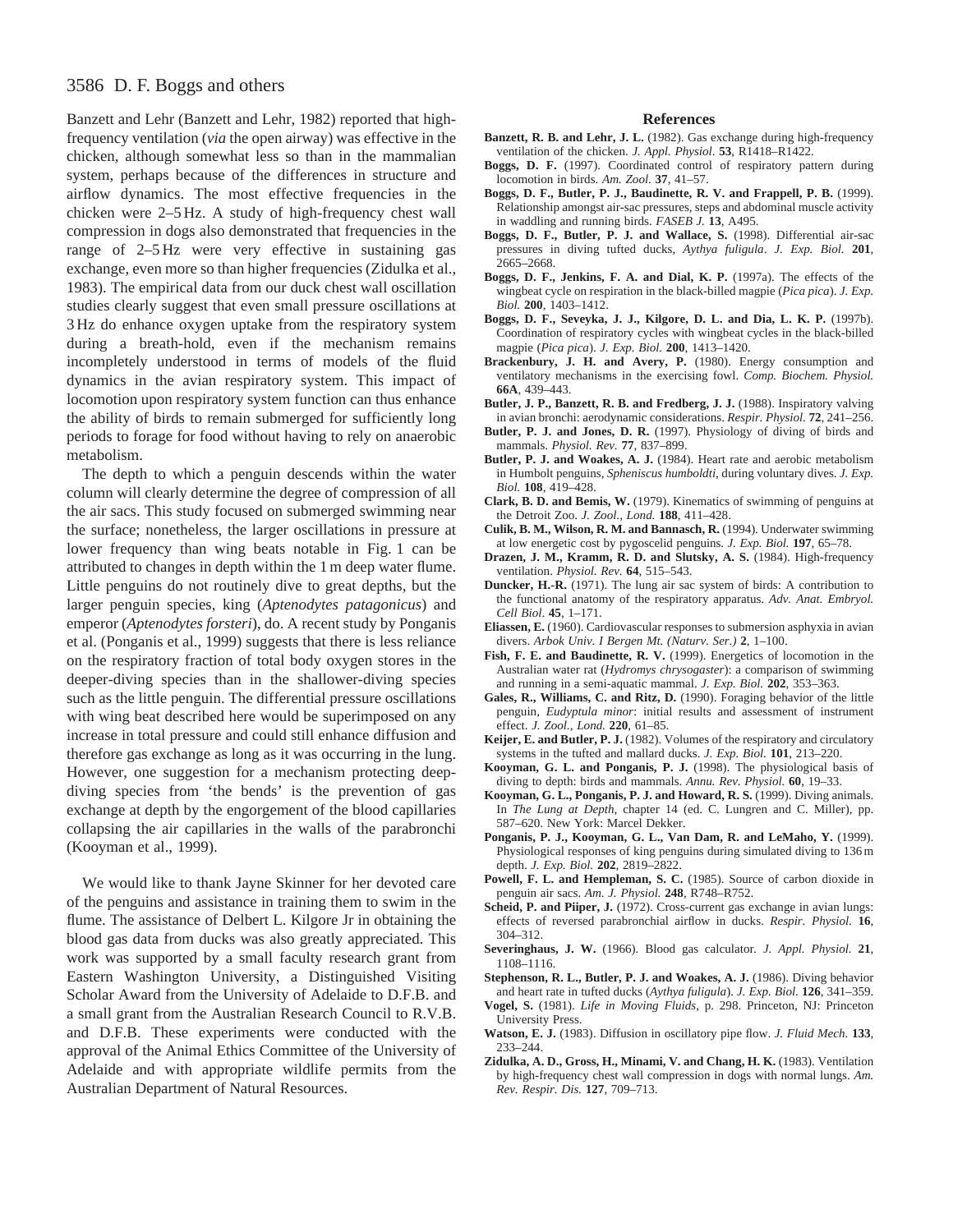Banzett and Lehr (Banzett and Lehr, 1982) reported that high-frequency ventilation (*via* the open airway) was effective in the chicken, although somewhat less so than in the mammalian system, perhaps because of the differences in structure and airflow dynamics. The most effective frequencies in the chicken were 2–5 Hz. A study of high-frequency chest wall compression in dogs also demonstrated that frequencies in the range of 2–5 Hz were very effective in sustaining gas exchange, even more so than higher frequencies (Zidulka et al., 1983). The empirical data from our duck chest wall oscillation studies clearly suggest that even small pressure oscillations at 3 Hz do enhance oxygen uptake from the respiratory system during a breath-hold, even if the mechanism remains incompletely understood in terms of models of the fluid dynamics in the avian respiratory system. This impact of locomotion upon respiratory system function can thus enhance the ability of birds to remain submerged for sufficiently long periods to forage for food without having to rely on anaerobic metabolism.

The depth to which a penguin descends within the water column will clearly determine the degree of compression of all the air sacs. This study focused on submerged swimming near the surface; nonetheless, the larger oscillations in pressure at lower frequency than wing beats notable in Fig. 1 can be attributed to changes in depth within the 1 m deep water flume. Little penguins do not routinely dive to great depths, but the larger penguin species, king (*Aptenodytes patagonicus*) and emperor (*Aptenodytes forsteri*), do. A recent study by Ponganis et al. (Ponganis et al., 1999) suggests that there is less reliance on the respiratory fraction of total body oxygen stores in the deeper-diving species than in the shallower-diving species such as the little penguin. The differential pressure oscillations with wing beat described here would be superimposed on any increase in total pressure and could still enhance diffusion and therefore gas exchange as long as it was occurring in the lung. However, one suggestion for a mechanism protecting deep-diving species from 'the bends' is the prevention of gas exchange at depth by the engorgement of the blood capillaries collapsing the air capillaries in the walls of the parabronchi (Kooyman et al., 1999).

We would like to thank Jayne Skinner for her devoted care of the penguins and assistance in training them to swim in the flume. The assistance of Delbert L. Kilgore Jr in obtaining the blood gas data from ducks was also greatly appreciated. This work was supported by a small faculty research grant from Eastern Washington University, a Distinguished Visiting Scholar Award from the University of Adelaide to D.F.B. and a small grant from the Australian Research Council to R.V.B. and D.F.B. These experiments were conducted with the approval of the Animal Ethics Committee of the University of Adelaide and with appropriate wildlife permits from the Australian Department of Natural Resources.

## References

**Banzett, R. B. and Lehr, J. L.** (1982). Gas exchange during high-frequency ventilation of the chicken. *J. Appl. Physiol.* **53**, R1418–R1422.

**Boggs, D. F.** (1997). Coordinated control of respiratory pattern during locomotion in birds. *Am. Zool.* **37**, 41–57.

**Boggs, D. F., Butler, P. J., Baudinette, R. V. and Frappell, P. B.** (1999). Relationship amongst air-sac pressures, steps and abdominal muscle activity in waddling and running birds. *FASEB J.* **13**, A495.

**Boggs, D. F., Butler, P. J. and Wallace, S.** (1998). Differential air-sac pressures in diving tufted ducks, *Aythya fuligula*. *J. Exp. Biol.* **201**, 2665–2668.

**Boggs, D. F., Jenkins, F. A. and Dial, K. P.** (1997a). The effects of the wingbeat cycle on respiration in the black-billed magpie (*Pica pica*). *J. Exp. Biol.* **200**, 1403–1412.

**Boggs, D. F., Seveyka, J. J., Kilgore, D. L. and Dia, L. K. P.** (1997b). Coordination of respiratory cycles with wingbeat cycles in the black-billed magpie (*Pica pica*). *J. Exp. Biol.* **200**, 1413–1420.

**Brackenbury, J. H. and Avery, P.** (1980). Energy consumption and ventilatory mechanisms in the exercising fowl. *Comp. Biochem. Physiol.* **66A**, 439–443.

**Butler, J. P., Banzett, R. B. and Fredberg, J. J.** (1988). Inspiratory valving in avian bronchi: aerodynamic considerations. *Respir. Physiol.* **72**, 241–256.

**Butler, P. J. and Jones, D. R.** (1997). Physiology of diving of birds and mammals. *Physiol. Rev.* **77**, 837–899.

**Butler, P. J. and Woakes, A. J.** (1984). Heart rate and aerobic metabolism in Humbolt penguins, *Spheniscus humboldti*, during voluntary dives. *J. Exp. Biol.* **108**, 419–428.

**Clark, B. D. and Bemis, W.** (1979). Kinematics of swimming of penguins at the Detroit Zoo. *J. Zool., Lond.* **188**, 411–428.

**Culik, B. M., Wilson, R. M. and Bannasch, R.** (1994). Underwater swimming at low energetic cost by pygoscelid penguins. *J. Exp. Biol.* **197**, 65–78.

**Drazen, J. M., Kramm, R. D. and Slutsky, A. S.** (1984). High-frequency ventilation. *Physiol. Rev.* **64**, 515–543.

**Duncker, H.-R.** (1971). The lung air sac system of birds: A contribution to the functional anatomy of the respiratory apparatus. *Adv. Anat. Embryol. Cell Biol.* **45**, 1–171.

**Eliassen, E.** (1960). Cardiovascular responses to submersion asphyxia in avian divers. *Arbok Univ. I Bergen Mt. (Naturv. Ser.)* **2**, 1–100.

**Fish, F. E. and Baudinette, R. V.** (1999). Energetics of locomotion in the Australian water rat (*Hydromys chrysogaster*): a comparison of swimming and running in a semi-aquatic mammal. *J. Exp. Biol.* **202**, 353–363.

**Gales, R., Williams, C. and Ritz, D.** (1990). Foraging behavior of the little penguin, *Eudyptula minor*: initial results and assessment of instrument effect. *J. Zool., Lond.* **220**, 61–85.

**Keijer, E. and Butler, P. J.** (1982). Volumes of the respiratory and circulatory systems in the tufted and mallard ducks. *J. Exp. Biol.* **101**, 213–220.

**Kooyman, G. L. and Ponganis, P. J.** (1998). The physiological basis of diving to depth: birds and mammals. *Annu. Rev. Physiol.* **60**, 19–33.

**Kooyman, G. L., Ponganis, P. J. and Howard, R. S.** (1999). Diving animals. In *The Lung at Depth*, chapter 14 (ed. C. Lungren and C. Miller), pp. 587–620. New York: Marcel Dekker.

**Ponganis, P. J., Kooyman, G. L., Van Dam, R. and LeMaho, Y.** (1999). Physiological responses of king penguins during simulated diving to 136 m depth. *J. Exp. Biol.* **202**, 2819–2822.

**Powell, F. L. and Hempleman, S. C.** (1985). Source of carbon dioxide in penguin air sacs. *Am. J. Physiol.* **248**, R748–R752.

**Scheid, P. and Piiper, J.** (1972). Cross-current gas exchange in avian lungs: effects of reversed parabronchial airflow in ducks. *Respir. Physiol.* **16**, 304–312.

**Severinghaus, J. W.** (1966). Blood gas calculator. *J. Appl. Physiol.* **21**, 1108–1116.

**Stephenson, R. L., Butler, P. J. and Woakes, A. J.** (1986). Diving behavior and heart rate in tufted ducks (*Aythya fuligula*). *J. Exp. Biol.* **126**, 341–359.

**Vogel, S.** (1981). *Life in Moving Fluids*, p. 298. Princeton, NJ: Princeton University Press.

**Watson, E. J.** (1983). Diffusion in oscillatory pipe flow. *J. Fluid Mech.* **133**, 233–244.

**Zidulka, A. D., Gross, H., Minami, V. and Chang, H. K.** (1983). Ventilation by high-frequency chest wall compression in dogs with normal lungs. *Am. Rev. Respir. Dis.* **127**, 709–713.